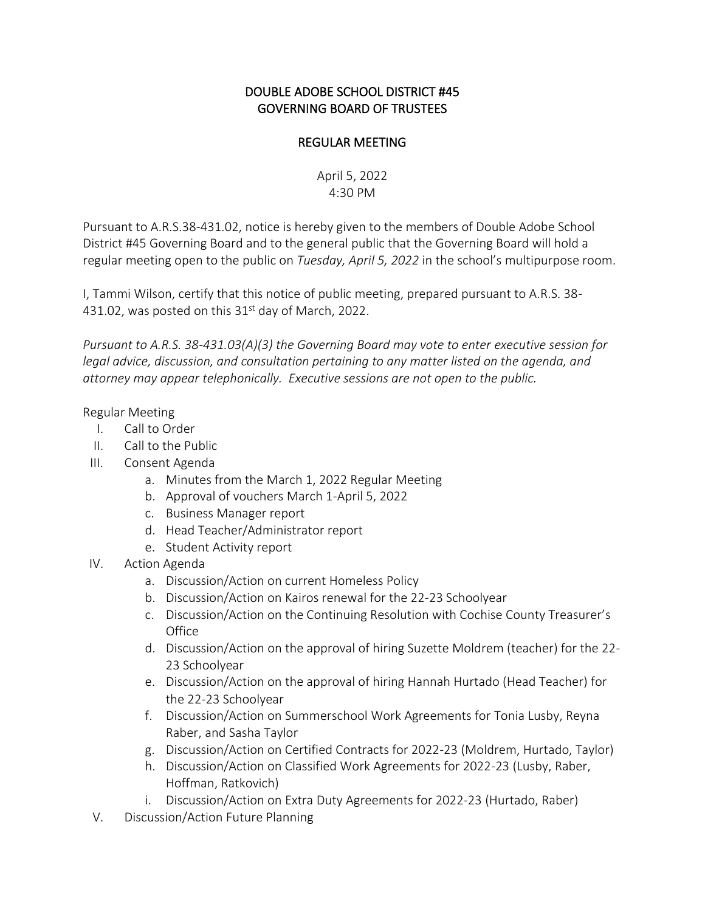# DOUBLE ADOBE SCHOOL DISTRICT #45
# GOVERNING BOARD OF TRUSTEES

## REGULAR MEETING

April 5, 2022
4:30 PM

Pursuant to A.R.S.38-431.02, notice is hereby given to the members of Double Adobe School District #45 Governing Board and to the general public that the Governing Board will hold a regular meeting open to the public on *Tuesday, April 5, 2022* in the school's multipurpose room.

I, Tammi Wilson, certify that this notice of public meeting, prepared pursuant to A.R.S. 38-431.02, was posted on this 31st day of March, 2022.

*Pursuant to A.R.S. 38-431.03(A)(3) the Governing Board may vote to enter executive session for legal advice, discussion, and consultation pertaining to any matter listed on the agenda, and attorney may appear telephonically. Executive sessions are not open to the public.*

Regular Meeting

I. Call to Order
II. Call to the Public
III. Consent Agenda
   a. Minutes from the March 1, 2022 Regular Meeting
   b. Approval of vouchers March 1-April 5, 2022
   c. Business Manager report
   d. Head Teacher/Administrator report
   e. Student Activity report
IV. Action Agenda
   a. Discussion/Action on current Homeless Policy
   b. Discussion/Action on Kairos renewal for the 22-23 Schoolyear
   c. Discussion/Action on the Continuing Resolution with Cochise County Treasurer's Office
   d. Discussion/Action on the approval of hiring Suzette Moldrem (teacher) for the 22-23 Schoolyear
   e. Discussion/Action on the approval of hiring Hannah Hurtado (Head Teacher) for the 22-23 Schoolyear
   f. Discussion/Action on Summerschool Work Agreements for Tonia Lusby, Reyna Raber, and Sasha Taylor
   g. Discussion/Action on Certified Contracts for 2022-23 (Moldrem, Hurtado, Taylor)
   h. Discussion/Action on Classified Work Agreements for 2022-23 (Lusby, Raber, Hoffman, Ratkovich)
   i. Discussion/Action on Extra Duty Agreements for 2022-23 (Hurtado, Raber)
V. Discussion/Action Future Planning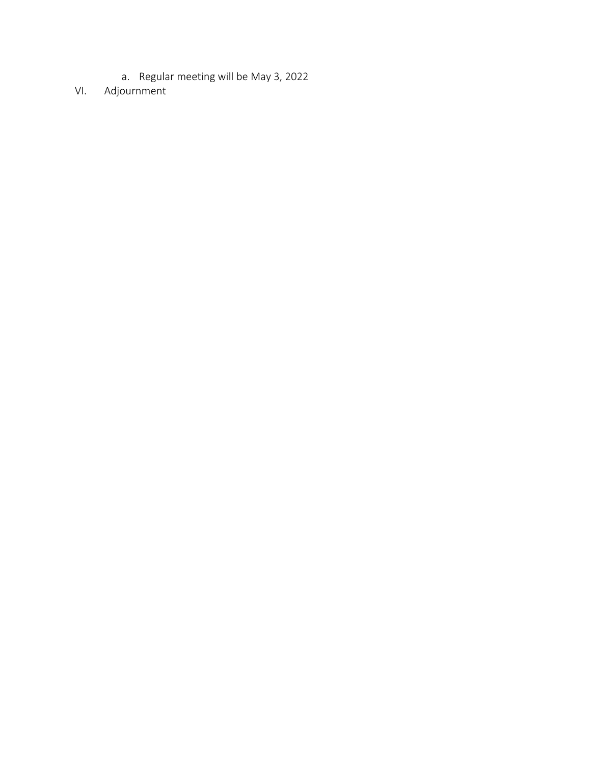a. Regular meeting will be May 3, 2022

VI. Adjournment